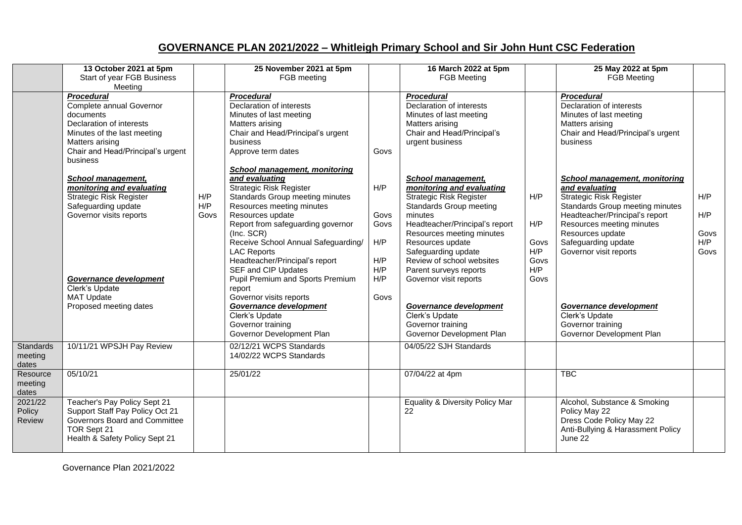# GOVERNANCE PLAN 2021/2022 – Whitleigh Primary School and Sir John Hunt CSC Federation

| | **13 October 2021 at 5pm**<br>Start of year FGB Business Meeting | | **25 November 2021 at 5pm**<br>FGB meeting | | **16 March 2022 at 5pm**<br>FGB Meeting | | **25 May 2022 at 5pm**<br>FGB Meeting | |
|---|---|---|---|---|---|---|---|---|
| | ***Procedural***<br>Complete annual Governor documents<br>Declaration of interests<br>Minutes of the last meeting<br>Matters arising<br>Chair and Head/Principal's urgent business<br><br>***School management, monitoring and evaluating***<br>Strategic Risk Register<br>Safeguarding update<br>Governor visits reports<br><br>***Governance development***<br>Clerk's Update<br>MAT Update<br>Proposed meeting dates | <br><br><br><br><br><br><br><br><br>H/P<br>H/P<br>Govs | ***Procedural***<br>Declaration of interests<br>Minutes of last meeting<br>Matters arising<br>Chair and Head/Principal's urgent business<br>Approve term dates<br><br>***School management, monitoring and evaluating***<br>Strategic Risk Register<br>Standards Group meeting minutes<br>Resources meeting minutes<br>Resources update<br>Report from safeguarding governor (Inc. SCR)<br>Receive School Annual Safeguarding/ LAC Reports<br>Headteacher/Principal's report<br>SEF and CIP Updates<br>Pupil Premium and Sports Premium report<br>Governor visits reports<br>***Governance development***<br>Clerk's Update<br>Governor training<br>Governor Development Plan | <br><br><br><br>Govs<br><br><br>H/P<br><br><br>Govs<br>Govs<br><br>H/P<br><br>H/P<br>H/P<br>H/P<br><br>Govs | ***Procedural***<br>Declaration of interests<br>Minutes of last meeting<br>Matters arising<br>Chair and Head/Principal's urgent business<br><br>***School management, monitoring and evaluating***<br>Strategic Risk Register<br>Standards Group meeting minutes<br>Headteacher/Principal's report<br>Resources meeting minutes<br>Resources update<br>Safeguarding update<br>Review of school websites<br>Parent surveys reports<br>Governor visit reports<br><br>***Governance development***<br>Clerk's Update<br>Governor training<br>Governor Development Plan | <br><br><br><br><br><br><br>H/P<br><br>H/P<br><br>Govs<br>H/P<br>Govs<br>H/P<br>Govs | ***Procedural***<br>Declaration of interests<br>Minutes of last meeting<br>Matters arising<br>Chair and Head/Principal's urgent business<br><br>***School management, monitoring and evaluating***<br>Strategic Risk Register<br>Standards Group meeting minutes<br>Headteacher/Principal's report<br>Resources meeting minutes<br>Resources update<br>Safeguarding update<br>Governor visit reports<br><br>***Governance development***<br>Clerk's Update<br>Governor training<br>Governor Development Plan | <br><br><br><br><br><br><br>H/P<br><br>H/P<br><br>Govs<br>H/P<br>Govs |
| Standards meeting dates | 10/11/21 WPSJH Pay Review | | 02/12/21 WCPS Standards<br>14/02/22 WCPS Standards | | 04/05/22 SJH Standards | | | |
| Resource meeting dates | 05/10/21 | | 25/01/22 | | 07/04/22 at 4pm | | TBC | |
| 2021/22 Policy Review | Teacher's Pay Policy Sept 21<br>Support Staff Pay Policy Oct 21<br>Governors Board and Committee TOR Sept 21<br>Health & Safety Policy Sept 21 | | | | Equality & Diversity Policy Mar 22 | | Alcohol, Substance & Smoking Policy May 22<br>Dress Code Policy May 22<br>Anti-Bullying & Harassment Policy June 22 | |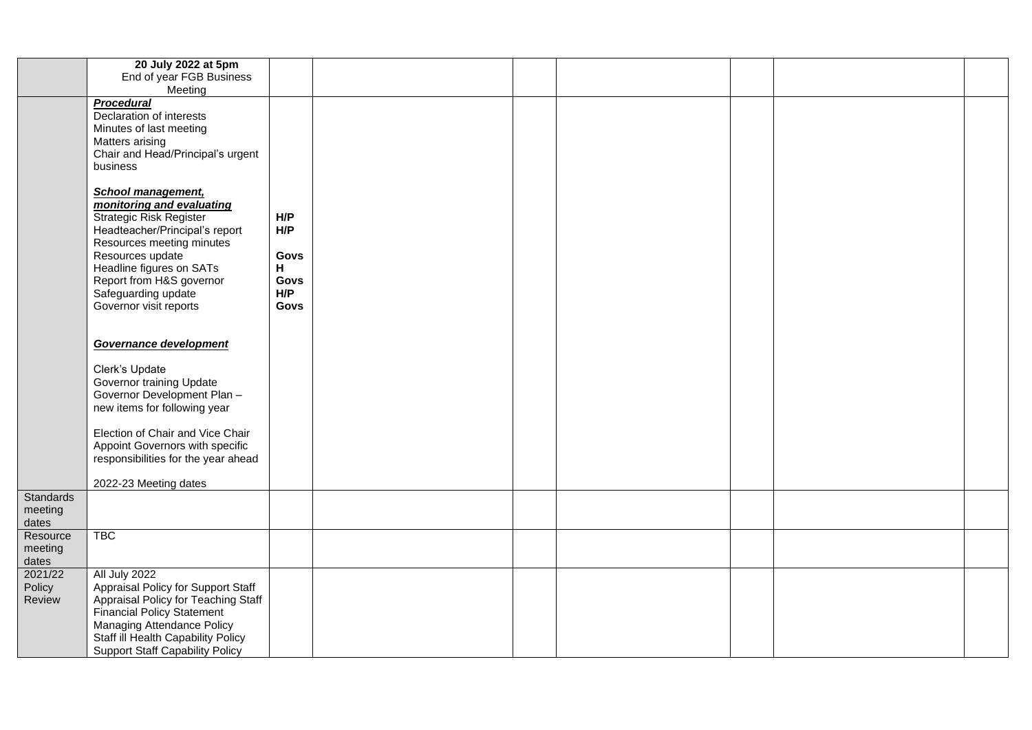| | **20 July 2022 at 5pm**<br>End of year FGB Business Meeting | | | | | | | |
|---|---|---|---|---|---|---|---|---|
| | ***Procedural***<br>Declaration of interests<br>Minutes of last meeting<br>Matters arising<br>Chair and Head/Principal's urgent business<br><br>***School management, monitoring and evaluating***<br>Strategic Risk Register<br>Headteacher/Principal's report<br>Resources meeting minutes<br>Resources update<br>Headline figures on SATs<br>Report from H&S governor<br>Safeguarding update<br>Governor visit reports<br><br>***Governance development***<br><br>Clerk's Update<br>Governor training Update<br>Governor Development Plan – new items for following year<br><br>Election of Chair and Vice Chair<br>Appoint Governors with specific responsibilities for the year ahead<br><br>2022-23 Meeting dates | **H/P**<br>**H/P**<br><br>**Govs**<br>**H**<br>**Govs**<br>**H/P**<br>**Govs** | | | | | | |
| Standards meeting dates | | | | | | | | |
| Resource meeting dates | TBC | | | | | | | |
| 2021/22 Policy Review | All July 2022<br>Appraisal Policy for Support Staff<br>Appraisal Policy for Teaching Staff<br>Financial Policy Statement<br>Managing Attendance Policy<br>Staff ill Health Capability Policy<br>Support Staff Capability Policy | | | | | | | |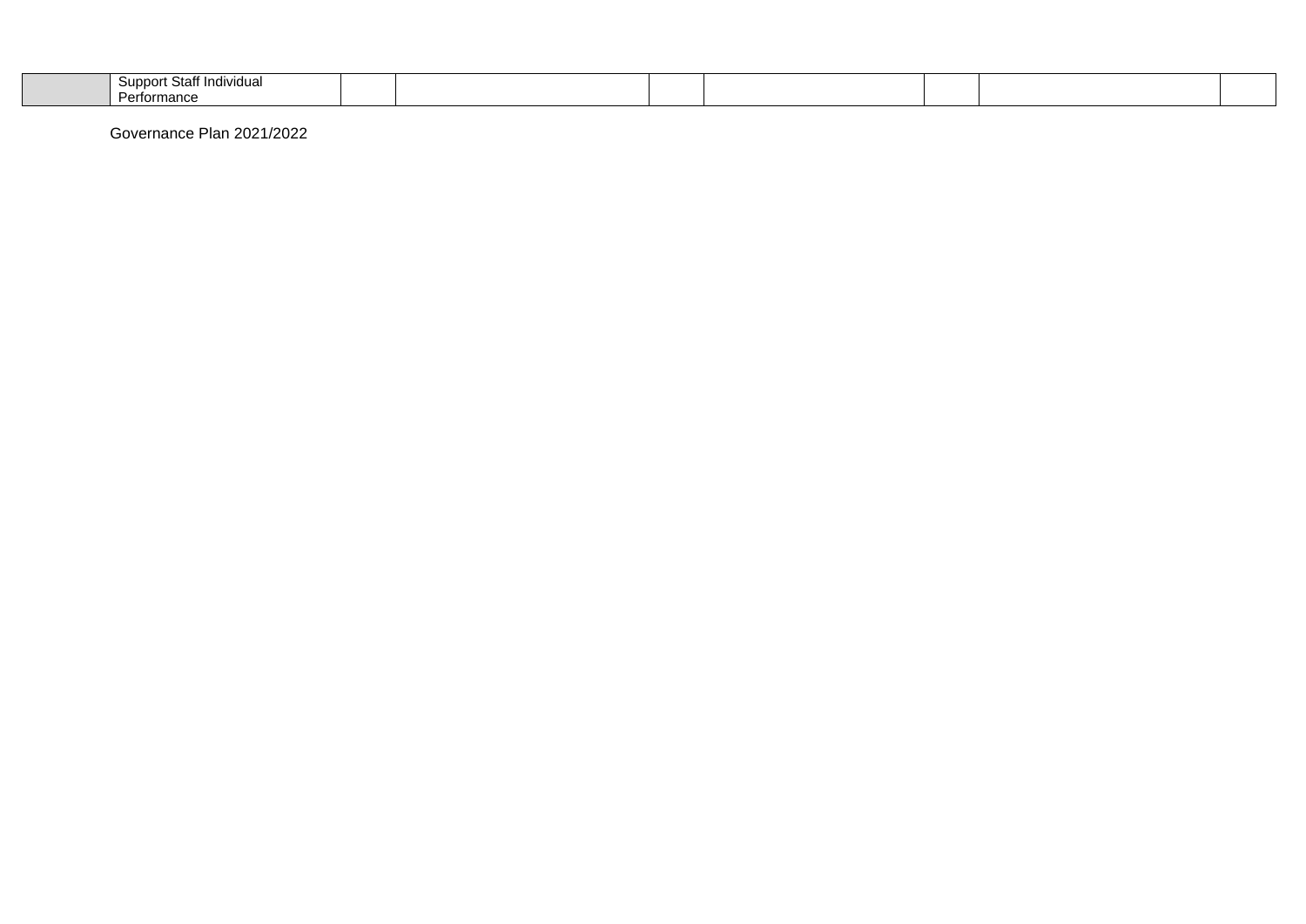| | | | | | | | | |
|---|---|---|---|---|---|---|---|---|
| | Support Staff Individual Performance | | | | | | | |